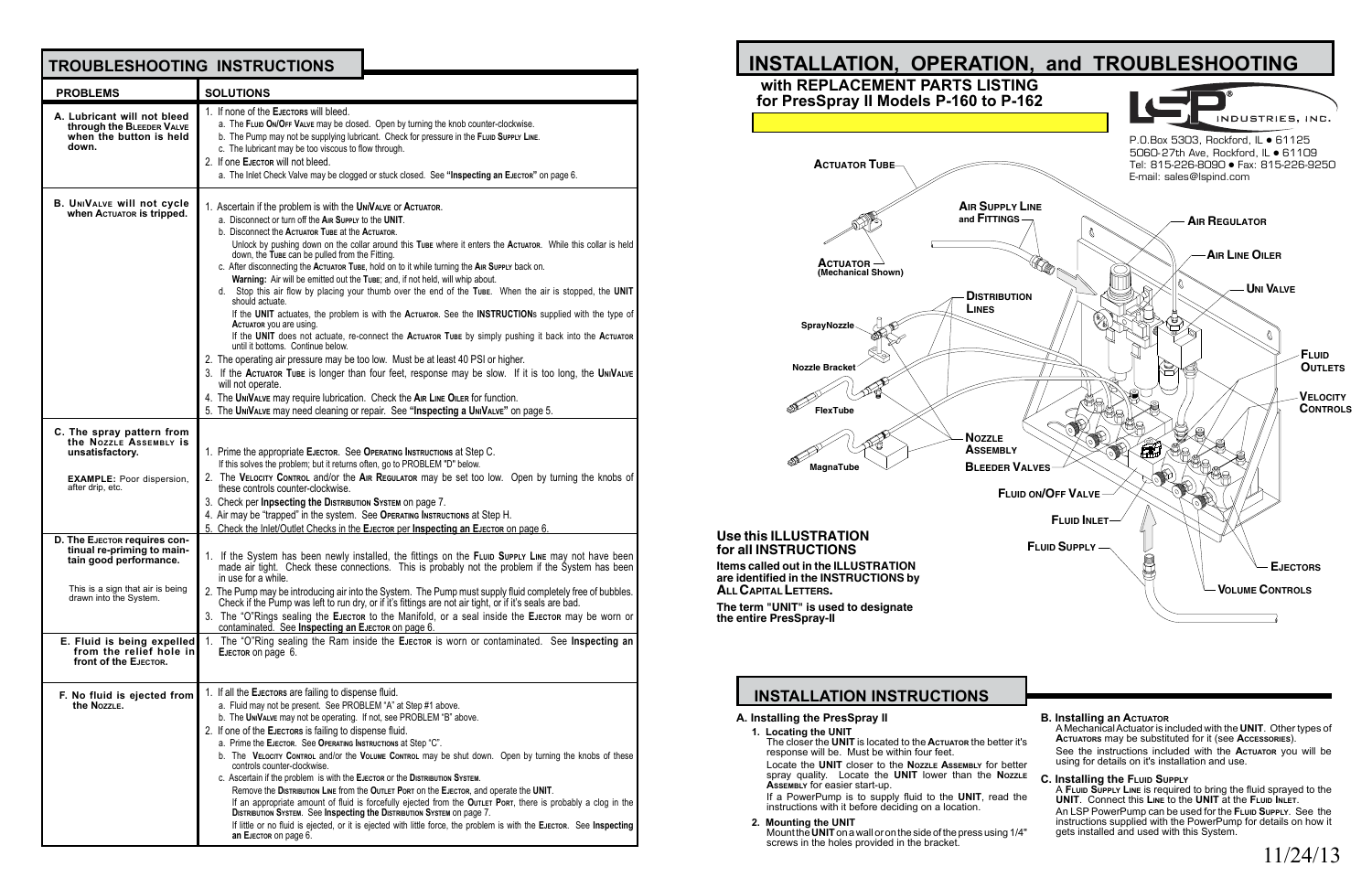## TROUBLESHOOTING INSTRUCTIONS

| PROBLEMS | SOLUTIONS |
|---|---|
| **A. Lubricant will not bleed through the BLEEDER VALVE when the button is held down.** | 1. If none of the **EJECTORS** will bleed.<br>a. The **FLUID ON/OFF VALVE** may be closed. Open by turning the knob counter-clockwise.<br>b. The Pump may not be supplying lubricant. Check for pressure in the **FLUID SUPPLY LINE**.<br>c. The lubricant may be too viscous to flow through.<br>2. If one **EJECTOR** will not bleed.<br>a. The Inlet Check Valve may be clogged or stuck closed. See **"Inspecting an EJECTOR"** on page 6. |
| **B. UNIVALVE will not cycle when ACTUATOR is tripped.** | 1. Ascertain if the problem is with the **UNIVALVE** or **ACTUATOR**.<br>a. Disconnect or turn off the **AIR SUPPLY** to the **UNIT**.<br>b. Disconnect the **ACTUATOR TUBE** at the **ACTUATOR**.<br>Unlock by pushing down on the collar around this **TUBE** where it enters the **ACTUATOR**. While this collar is held down, the **TUBE** can be pulled from the Fitting.<br>c. After disconnecting the **ACTUATOR TUBE**, hold on to it while turning the **AIR SUPPLY** back on.<br>**Warning:** Air will be emitted out the **TUBE**; and, if not held, will whip about.<br>d. Stop this air flow by placing your thumb over the end of the **TUBE**. When the air is stopped, the **UNIT** should actuate.<br>If the **UNIT** actuates, the problem is with the **ACTUATOR**. See the **INSTRUCTIONS** supplied with the type of **ACTUATOR** you are using.<br>If the **UNIT** does not actuate, re-connect the **ACTUATOR TUBE** by simply pushing it back into the **ACTUATOR** until it bottoms. Continue below.<br>2. The operating air pressure may be too low. Must be at least 40 PSI or higher.<br>3. If the **ACTUATOR TUBE** is longer than four feet, response may be slow. If it is too long, the **UNIVALVE** will not operate.<br>4. The **UNIVALVE** may require lubrication. Check the **AIR LINE OILER** for function.<br>5. The **UNIVALVE** may need cleaning or repair. See **"Inspecting a UNIVALVE"** on page 5. |
| **C. The spray pattern from the NOZZLE ASSEMBLY is unsatisfactory.**<br><br>**EXAMPLE:** Poor dispersion, after drip, etc. | 1. Prime the appropriate **EJECTOR**. See **OPERATING INSTRUCTIONS** at Step C.<br>If this solves the problem; but it returns often, go to PROBLEM "D" below.<br>2. The **VELOCITY CONTROL** and/or the **AIR REGULATOR** may be set too low. Open by turning the knobs of these controls counter-clockwise.<br>3. Check per **Inpsecting the DISTRIBUTION SYSTEM** on page 7.<br>4. Air may be "trapped" in the system. See **OPERATING INSTRUCTIONS** at Step H.<br>5. Check the Inlet/Outlet Checks in the **EJECTOR** per **Inspecting an EJECTOR** on page 6. |
| **D. The EJECTOR requires continual re-priming to maintain good performance.**<br><br>This is a sign that air is being drawn into the System. | 1. If the System has been newly installed, the fittings on the **FLUID SUPPLY LINE** may not have been made air tight. Check these connections. This is probably not the problem if the System has been in use for a while.<br>2. The Pump may be introducing air into the System. The Pump must supply fluid completely free of bubbles. Check if the Pump was left to run dry, or if it's fittings are not air tight, or if it's seals are bad.<br>3. The "O"Rings sealing the **EJECTOR** to the Manifold, or a seal inside the **EJECTOR** may be worn or contaminated. See **Inspecting an EJECTOR** on page 6. |
| **E. Fluid is being expelled from the relief hole in front of the EJECTOR.** | 1. The "O"Ring sealing the Ram inside the **EJECTOR** is worn or contaminated. See **Inspecting an EJECTOR** on page 6. |
| **F. No fluid is ejected from the NOZZLE.** | 1. If all the **EJECTORS** are failing to dispense fluid.<br>a. Fluid may not be present. See PROBLEM "A" at Step #1 above.<br>b. The **UNIVALVE** may not be operating. If not, see PROBLEM "B" above.<br>2. If one of the **EJECTORS** is failing to dispense fluid.<br>a. Prime the **EJECTOR**. See **OPERATING INSTRUCTIONS** at Step "C".<br>b. The **VELOCITY CONTROL** and/or the **VOLUME CONTROL** may be shut down. Open by turning the knobs of these controls counter-clockwise.<br>c. Ascertain if the problem is with the **EJECTOR** or the **DISTRIBUTION SYSTEM**.<br>Remove the **DISTRIBUTION LINE** from the **OUTLET PORT** on the **EJECTOR**, and operate the **UNIT**.<br>If an appropriate amount of fluid is forcefully ejected from the **OUTLET PORT**, there is probably a clog in the **DISTRIBUTION SYSTEM**. See **Inspecting the DISTRIBUTION SYSTEM** on page 7.<br>If little or no fluid is ejected, or it is ejected with little force, the problem is with the **EJECTOR**. See **Inspecting an EJECTOR** on page 6. |

# INSTALLATION, OPERATION, and TROUBLESHOOTING

### with REPLACEMENT PARTS LISTING for PresSpray II Models P-160 to P-162

LSP INDUSTRIES, INC.
P.O.Box 5303, Rockford, IL • 61125
5060-27th Ave, Rockford, IL • 61109
Tel: 815-226-8090 • Fax: 815-226-9250
E-mail: sales@lspind.com

ACTUATOR TUBE — AIR SUPPLY LINE and FITTINGS — AIR REGULATOR — AIR LINE OILER — UNI VALVE — ACTUATOR (Mechanical Shown) — DISTRIBUTION LINES — SprayNozzle — Nozzle Bracket — FlexTube — MagnaTube — NOZZLE ASSEMBLY — BLEEDER VALVES — FLUID ON/OFF VALVE — FLUID INLET — FLUID SUPPLY — FLUID OUTLETS — VELOCITY CONTROLS — EJECTORS — VOLUME CONTROLS

**Use this ILLUSTRATION for all INSTRUCTIONS**

**Items called out in the ILLUSTRATION are identified in the INSTRUCTIONS by ALL CAPITAL LETTERS.**

**The term "UNIT" is used to designate the entire PresSpray-II**

## INSTALLATION INSTRUCTIONS

### A. Installing the PresSpray II

**1. Locating the UNIT**

The closer the **UNIT** is located to the **ACTUATOR** the better it's response will be. Must be within four feet.

Locate the **UNIT** closer to the **NOZZLE ASSEMBLY** for better spray quality. Locate the **UNIT** lower than the **NOZZLE ASSEMBLY** for easier start-up.

If a PowerPump is to supply fluid to the **UNIT**, read the instructions with it before deciding on a location.

**2. Mounting the UNIT**

Mount the **UNIT** on a wall or on the side of the press using 1/4" screws in the holes provided in the bracket.

### B. Installing an ACTUATOR

A Mechanical Actuator is included with the **UNIT**. Other types of **ACTUATORS** may be substituted for it (see **ACCESSORIES**).

See the instructions included with the **ACTUATOR** you will be using for details on it's installation and use.

### C. Installing the FLUID SUPPLY

A **FLUID SUPPLY LINE** is required to bring the fluid sprayed to the **UNIT**. Connect this **LINE** to the **UNIT** at the **FLUID INLET**.

An LSP PowerPump can be used for the **FLUID SUPPLY**. See the instructions supplied with the PowerPump for details on how it gets installed and used with this System.

11/24/13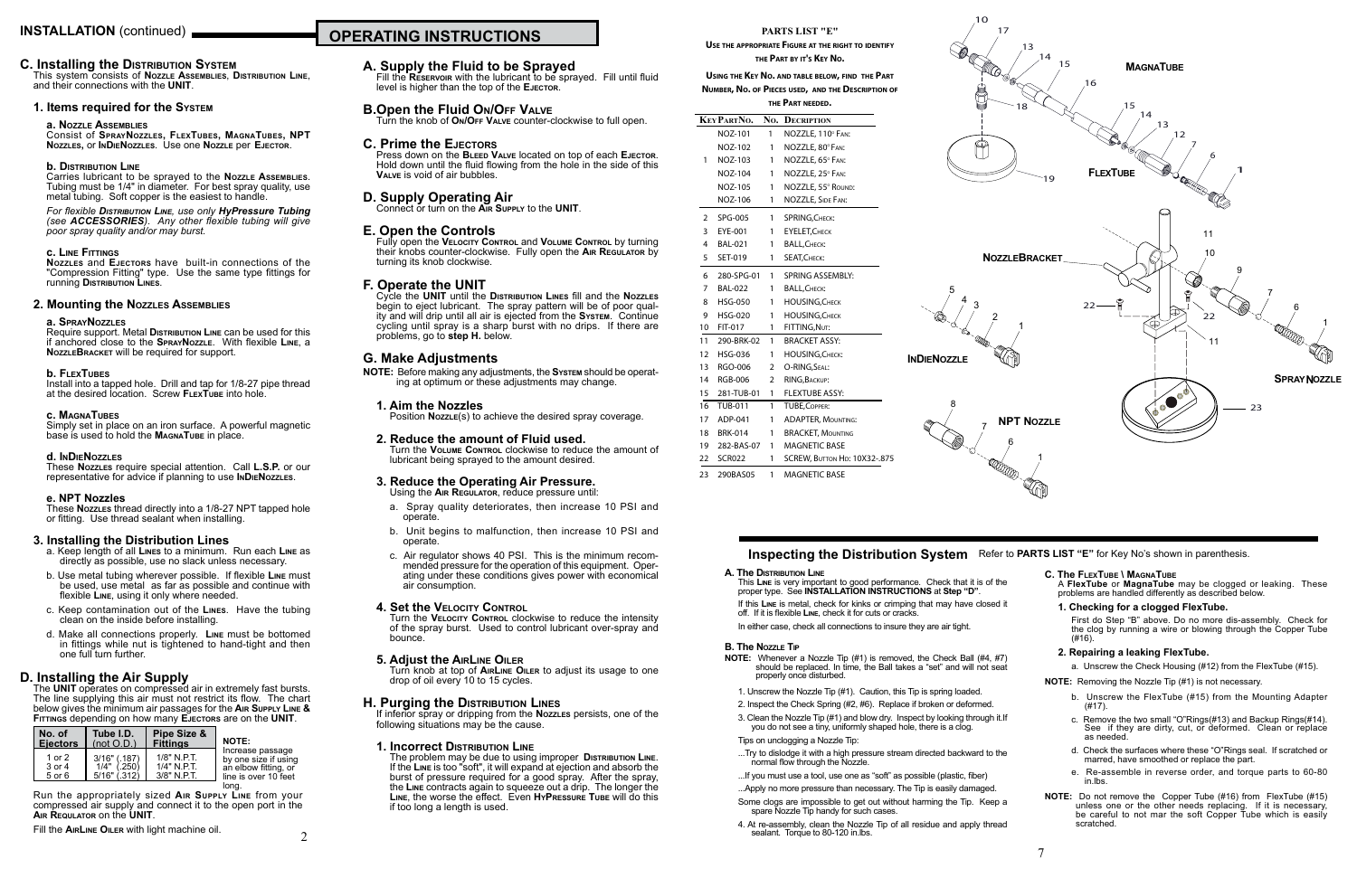## INSTALLATION (continued)

### C. Installing the Distribution System

This system consists of **Nozzle Assemblies**, **Distribution Line**, and their connections with the **UNIT**.

#### 1. Items required for the System

**a. Nozzle Assemblies**

Consist of **SprayNozzles, FlexTubes, MagnaTubes, NPT Nozzles,** or **InDieNozzles**. Use one **Nozzle** per **Ejector**.

**b. Distribution Line**

Carries lubricant to be sprayed to the **Nozzle Assemblies**. Tubing must be 1/4" in diameter. For best spray quality, use metal tubing. Soft copper is the easiest to handle.

*For flexible **Distribution Line**, use only **HyPressure Tubing** (see **ACCESSORIES**). Any other flexible tubing will give poor spray quality and/or may burst.*

**c. Line Fittings**

**Nozzles** and **Ejectors** have built-in connections of the "Compression Fitting" type. Use the same type fittings for running **Distribution Lines**.

#### 2. Mounting the Nozzles Assemblies

**a. SprayNozzles**

Require support. Metal **Distribution Line** can be used for this if anchored close to the **SprayNozzle**. With flexible **Line**, a **NozzleBracket** will be required for support.

**b. FlexTubes**

Install into a tapped hole. Drill and tap for 1/8-27 pipe thread at the desired location. Screw **FlexTube** into hole.

**c. MagnaTubes**

Simply set in place on an iron surface. A powerful magnetic base is used to hold the **MagnaTube** in place.

**d. InDieNozzles**

These **Nozzles** require special attention. Call **L.S.P.** or our representative for advice if planning to use **InDieNozzles**.

**e. NPT Nozzles**

These **Nozzles** thread directly into a 1/8-27 NPT tapped hole or fitting. Use thread sealant when installing.

#### 3. Installing the Distribution Lines

a. Keep length of all **Lines** to a minimum. Run each **Line** as directly as possible, use no slack unless necessary.

b. Use metal tubing wherever possible. If flexible **Line** must be used, use metal as far as possible and continue with flexible **Line**, using it only where needed.

c. Keep contamination out of the **Lines**. Have the tubing clean on the inside before installing.

d. Make all connections properly. **Line** must be bottomed in fittings while nut is tightened to hand-tight and then one full turn further.

### D. Installing the Air Supply

The **UNIT** operates on compressed air in extremely fast bursts. The line supplying this air must not restrict its flow. The chart below gives the minimum air passages for the **Air Supply Line & Fittings** depending on how many **Ejectors** are on the **UNIT**.

| No. of Ejectors | Tube I.D. (not O.D.) | Pipe Size & Fittings |
|---|---|---|
| 1 or 2 | 3/16" (.187) | 1/8" N.P.T. |
| 3 or 4 | 1/4" (.250) | 1/4" N.P.T. |
| 5 or 6 | 5/16" (.312) | 3/8" N.P.T. |

**NOTE:** Increase passage by one size if using an elbow fitting, or line is over 10 feet long.

Run the appropriately sized **Air Supply Line** from your compressed air supply and connect it to the open port in the **Air Regulator** on the **UNIT**.

Fill the **AirLine Oiler** with light machine oil.

## OPERATING INSTRUCTIONS

### A. Supply the Fluid to be Sprayed

Fill the **Reservoir** with the lubricant to be sprayed. Fill until fluid level is higher than the top of the **Ejector**.

### B. Open the Fluid On/Off Valve

Turn the knob of **On/Off Valve** counter-clockwise to full open.

### C. Prime the Ejectors

Press down on the **Bleed Valve** located on top of each **Ejector**. Hold down until the fluid flowing from the hole in the side of this **Valve** is void of air bubbles.

### D. Supply Operating Air

Connect or turn on the **Air Supply** to the **UNIT**.

### E. Open the Controls

Fully open the **Velocity Control** and **Volume Control** by turning their knobs counter-clockwise. Fully open the **Air Regulator** by turning its knob clockwise.

### F. Operate the UNIT

Cycle the **UNIT** until the **Distribution Lines** fill and the **Nozzles** begin to eject lubricant. The spray pattern will be of poor quality and will drip until all air is ejected from the **System**. Continue cycling until spray is a sharp burst with no drips. If there are problems, go to **step H.** below.

### G. Make Adjustments

**NOTE:** Before making any adjustments, the **System** should be operating at optimum or these adjustments may change.

#### 1. Aim the Nozzles

Position **Nozzle**(s) to achieve the desired spray coverage.

#### 2. Reduce the amount of Fluid used.

Turn the **Volume Control** clockwise to reduce the amount of lubricant being sprayed to the amount desired.

#### 3. Reduce the Operating Air Pressure.

Using the **Air Regulator**, reduce pressure until:

a. Spray quality deteriorates, then increase 10 PSI and operate.

b. Unit begins to malfunction, then increase 10 PSI and operate.

c. Air regulator shows 40 PSI. This is the minimum recommended pressure for the operation of this equipment. Operating under these conditions gives power with economical air consumption.

#### 4. Set the Velocity Control

Turn the **Velocity Control** clockwise to reduce the intensity of the spray burst. Used to control lubricant over-spray and bounce.

#### 5. Adjust the AirLine Oiler

Turn knob at top of **AirLine Oiler** to adjust its usage to one drop of oil every 10 to 15 cycles.

### H. Purging the Distribution Lines

If inferior spray or dripping from the **Nozzles** persists, one of the following situations may be the cause.

#### 1. Incorrect Distribution Line

The problem may be due to using improper **Distribution Line**. If the **Line** is too "soft", it will expand at ejection and absorb the burst of pressure required for a good spray. After the spray, the **Line** contracts again to squeeze out a drip. The longer the **Line**, the worse the effect. Even **HyPressure Tube** will do this if too long a length is used.

**PARTS LIST "E"**

**Use the appropriate Figure at the right to identify the Part by it's Key No.**

**Using the Key No. and table below, find the Part Number, No. of Pieces used, and the Description of the Part needed.**

| Key | Part No. | No. | Description |
|---|---|---|---|
| | NOZ-101 | 1 | NOZZLE, 110° Fan: |
| | NOZ-102 | 1 | NOZZLE, 80° Fan: |
| 1 | NOZ-103 | 1 | NOZZLE, 65° Fan: |
| | NOZ-104 | 1 | NOZZLE, 25° Fan: |
| | NOZ-105 | 1 | NOZZLE, 55° Round: |
| | NOZ-106 | 1 | NOZZLE, Side Fan: |
| 2 | SPG-005 | 1 | SPRING, Check: |
| 3 | EYE-001 | 1 | EYELET, Check |
| 4 | BAL-021 | 1 | BALL, Check: |
| 5 | SET-019 | 1 | SEAT, Check: |
| 6 | 280-SPG-01 | 1 | SPRING ASSEMBLY: |
| 7 | BAL-022 | 1 | BALL, Check: |
| 8 | HSG-050 | 1 | HOUSING, Check |
| 9 | HSG-020 | 1 | HOUSING, Check |
| 10 | FIT-017 | 1 | FITTING, Nut: |
| 11 | 290-BRK-02 | 1 | BRACKET ASSY: |
| 12 | HSG-036 | 1 | HOUSING, Check: |
| 13 | RGO-006 | 2 | O-RING, Seal: |
| 14 | RGB-006 | 2 | RING, Backup: |
| 15 | 281-TUB-01 | 1 | FLEXTUBE ASSY: |
| 16 | TUB-001 | 1 | TUBE, Copper: |
| 17 | ADP-041 | 1 | ADAPTER, Mounting: |
| 18 | BRK-014 | 1 | BRACKET, Mounting |
| 19 | 282-BAS-07 | 1 | MAGNETIC BASE |
| 22 | SCR022 | 1 | SCREW, Button Hd: 10X32-.875 |
| 23 | 290BAS05 | 1 | MAGNETIC BASE |

MagnaTube

FlexTube

NozzleBracket

InDieNozzle

SprayNozzle

NPT Nozzle

## Inspecting the Distribution System

Refer to **PARTS LIST "E"** for Key No's shown in parenthesis.

**A. The Distribution Line**

This **Line** is very important to good performance. Check that it is of the proper type. See **INSTALLATION INSTRUCTIONS** at **Step "D"**.

If this **Line** is metal, check for kinks or crimping that may have closed it off. If it is flexible **Line**, check it for cuts or cracks.

In either case, check all connections to insure they are air tight.

**B. The Nozzle Tip**

**NOTE:** Whenever a Nozzle Tip (#1) is removed, the Check Ball (#4, #7) should be replaced. In time, the Ball takes a "set" and will not seat properly once disturbed.

1. Unscrew the Nozzle Tip (#1). Caution, this Tip is spring loaded.
2. Inspect the Check Spring (#2, #6). Replace if broken or deformed.
3. Clean the Nozzle Tip (#1) and blow dry. Inspect by looking through it. If you do not see a tiny, uniformly shaped hole, there is a clog.

Tips on unclogging a Nozzle Tip:

...Try to dislodge it with a high pressure stream directed backward to the normal flow through the Nozzle.

...If you must use a tool, use one as "soft" as possible (plastic, fiber)

...Apply no more pressure than necessary. The Tip is easily damaged.

Some clogs are impossible to get out without harming the Tip. Keep a spare Nozzle Tip handy for such cases.

4. At re-assembly, clean the Nozzle Tip of all residue and apply thread sealant. Torque to 80-120 in.lbs.

**C. The FlexTube \ MagnaTube**

A **FlexTube** or **MagnaTube** may be clogged or leaking. These problems are handled differently as described below.

**1. Checking for a clogged FlexTube.**

First do Step "B" above. Do no more dis-assembly. Check for the clog by running a wire or blowing through the Copper Tube (#16).

**2. Repairing a leaking FlexTube.**

a. Unscrew the Check Housing (#12) from the FlexTube (#15).

**NOTE:** Removing the Nozzle Tip (#1) is not necessary.

b. Unscrew the FlexTube (#15) from the Mounting Adapter (#17).

c. Remove the two small "O"Rings(#13) and Backup Rings(#14). See if they are dirty, cut, or deformed. Clean or replace as needed.

d. Check the surfaces where these "O"Rings seal. If scratched or marred, have smoothed or replace the part.

e. Re-assemble in reverse order, and torque parts to 60-80 in.lbs.

**NOTE:** Do not remove the Copper Tube (#16) from FlexTube (#15) unless one or the other needs replacing. If it is necessary, be careful to not mar the soft Copper Tube which is easily scratched.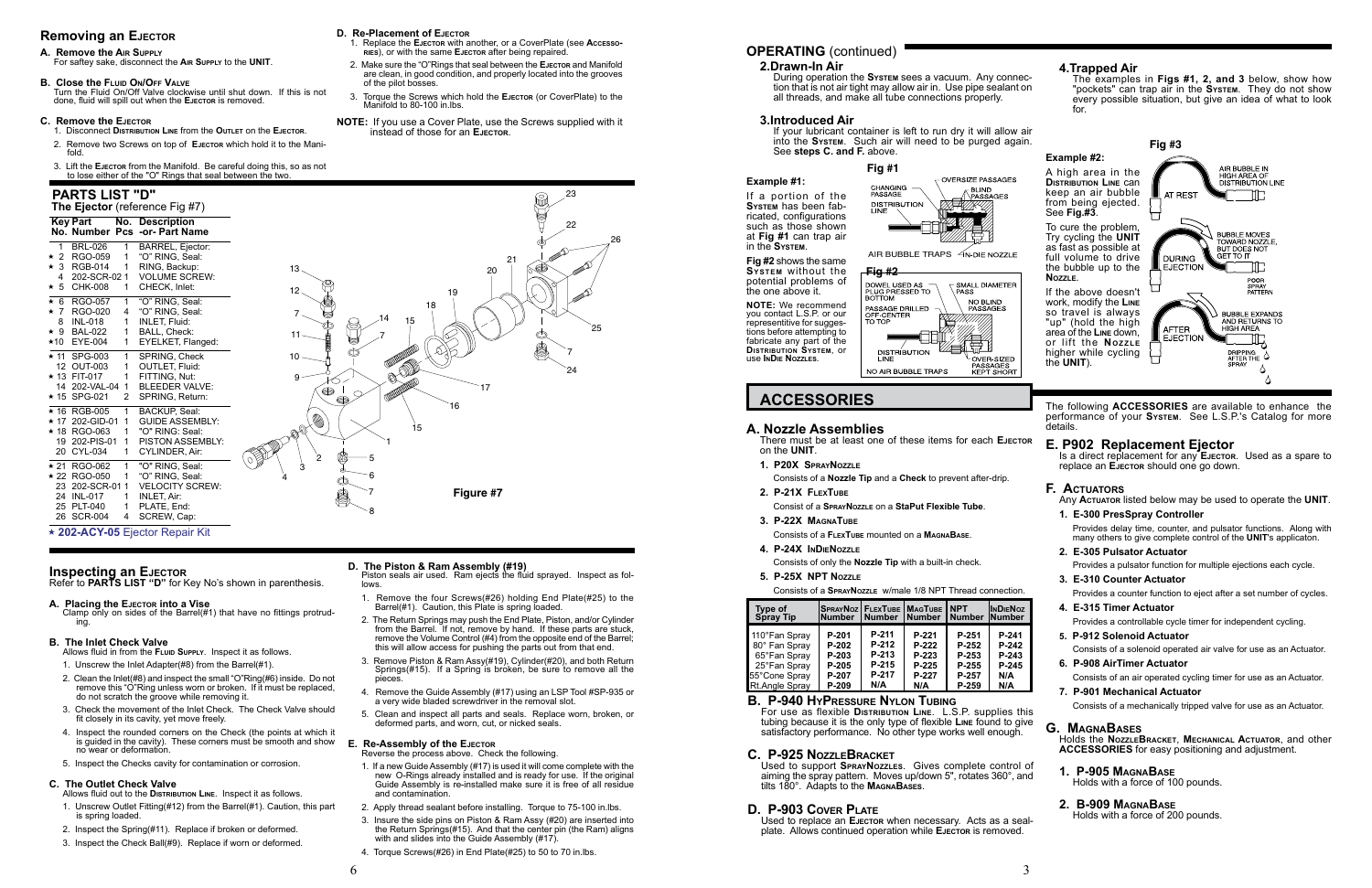## Removing an Ejector

**A. Remove the Air Supply**
For saftey sake, disconnect the **Air Supply** to the **Unit**.

**B. Close the Fluid On/Off Valve**
Turn the Fluid On/Off Valve clockwise until shut down. If this is not done, fluid will spill out when the **Ejector** is removed.

**C. Remove the Ejector**
1. Disconnect **Distribution Line** from the **Outlet** on the **Ejector**.
2. Remove two Screws on top of **Ejector** which hold it to the Manifold.
3. Lift the **Ejector** from the Manifold. Be careful doing this, so as not to lose either of the "O" Rings that seal between the two.

**D. Re-Placement of Ejector**
1. Replace the **Ejector** with another, or a CoverPlate (see **Accessories**), or with the same **Ejector** after being repaired.
2. Make sure the "O"Rings that seal between the **Ejector** and Manifold are clean, in good condition, and properly located into the grooves of the pilot bosses.
3. Torque the Screws which hold the **Ejector** (or CoverPlate) to the Manifold to 80-100 in.lbs.

**NOTE:** If you use a Cover Plate, use the Screws supplied with it instead of those for an **Ejector**.

## PARTS LIST "D"

**The Ejector** (reference Fig #7)

| Key No. | Part Number | No. Pcs | Description -or- Part Name |
|---|---|---|---|
| 1 | BRL-026 | 1 | BARREL, Ejector: |
| ★ 2 | RGO-059 | 1 | "O" RING, Seal: |
| ★ 3 | RGB-014 | 1 | RING, Backup: |
| 4 | 202-SCR-02 | 1 | VOLUME SCREW: |
| ★ 5 | CHK-008 | 1 | CHECK, Inlet: |
| ★ 6 | RGO-057 | 1 | "O" RING, Seal: |
| ★ 7 | RGO-020 | 4 | "O" RING, Seal: |
| 8 | INL-018 | 1 | INLET, Fluid: |
| ★ 9 | BAL-022 | 1 | BALL, Check: |
| ★10 | EYE-004 | 1 | EYELKET, Flanged: |
| ★ 11 | SPG-003 | 1 | SPRING, Check |
| 12 | OUT-003 | 1 | OUTLET, Fluid: |
| ★ 13 | FIT-017 | 1 | FITTING, Nut: |
| 14 | 202-VAL-04 | 1 | BLEEDER VALVE: |
| ★ 15 | SPG-021 | 2 | SPRING, Return: |
| ★ 16 | RGB-005 | 1 | BACKUP, Seal: |
| ★ 17 | 202-GID-01 | 1 | GUIDE ASSEMBLY: |
| ★ 18 | RGO-063 | 1 | "O" RING: Seal: |
| 19 | 202-PIS-01 | 1 | PISTON ASSEMBLY: |
| 20 | CYL-034 | 1 | CYLINDER, Air: |
| ★ 21 | RGO-062 | 1 | "O" RING, Seal: |
| ★ 22 | RGO-050 | 1 | "O" RING, Seal: |
| 23 | 202-SCR-01 | 1 | VELOCITY SCREW: |
| 24 | INL-017 | 1 | INLET, Air: |
| 25 | PLT-040 | 1 | PLATE, End: |
| 26 | SCR-004 | 4 | SCREW, Cap: |

★ **202-ACY-05** Ejector Repair Kit

Figure #7

## Inspecting an Ejector

Refer to **PARTS LIST "D"** for Key No's shown in parenthesis.

**A. Placing the Ejector into a Vise**
Clamp only on sides of the Barrel(#1) that have no fittings protruding.

**B. The Inlet Check Valve**
Allows fluid in from the **Fluid Supply**. Inspect it as follows.

1. Unscrew the Inlet Adapter(#8) from the Barrel(#1).
2. Clean the Inlet(#8) and inspect the small "O"Ring(#6) inside. Do not remove this "O"Ring unless worn or broken. If it must be replaced, do not scratch the groove while removing it.
3. Check the movement of the Inlet Check. The Check Valve should fit closely in its cavity, yet move freely.
4. Inspect the rounded corners on the Check (the points at which it is guided in the cavity). These corners must be smooth and show no wear or deformation.
5. Inspect the Checks cavity for contamination or corrosion.

**C. The Outlet Check Valve**
Allows fluid out to the **Distribution Line**. Inspect it as follows.

1. Unscrew Outlet Fitting(#12) from the Barrel(#1). Caution, this part is spring loaded.
2. Inspect the Spring(#11). Replace if broken or deformed.
3. Inspect the Check Ball(#9). Replace if worn or deformed.

**D. The Piston & Ram Assembly (#19)**
Piston seals air used. Ram ejects the fluid sprayed. Inspect as follows.

1. Remove the four Screws(#26) holding End Plate(#25) to the Barrel(#1). Caution, this Plate is spring loaded.
2. The Return Springs may push the End Plate, Piston, and/or Cylinder from the Barrel. If not, remove by hand. If these parts are stuck, remove the Volume Control (#4) from the opposite end of the Barrel; this will allow access for pushing the parts out from that end.
3. Remove Piston & Ram Assy(#19), Cylinder(#20), and both Return Springs(#15). If a Spring is broken, be sure to remove all the pieces.
4. Remove the Guide Assembly (#17) using an LSP Tool #SP-935 or a very wide bladed screwdriver in the removal slot.
5. Clean and inspect all parts and seals. Replace worn, broken, or deformed parts, and worn, cut, or nicked seals.

**E. Re-Assembly of the Ejector**
Reverse the process above. Check the following.

1. If a new Guide Assembly (#17) is used it will come complete with the new O-Rings already installed and is ready for use. If the original Guide Assembly is re-installed make sure it is free of all residue and contamination.
2. Apply thread sealant before installing. Torque to 75-100 in.lbs.
3. Insure the side pins on Piston & Ram Assy (#20) are inserted into the Return Springs(#15). And that the center pin (the Ram) aligns with and slides into the Guide Assembly (#17).
4. Torque Screws(#26) in End Plate(#25) to 50 to 70 in.lbs.

## OPERATING (continued)

### 2.Drawn-In Air

During operation the **System** sees a vacuum. Any connection that is not air tight may allow air in. Use pipe sealant on all threads, and make all tube connections properly.

### 3.Introduced Air

If your lubricant container is left to run dry it will allow air into the **System**. Such air will need to be purged again. See **steps C. and F.** above.

**Example #1:**

If a portion of the **System** has been fabricated, configurations such as those shown at **Fig #1** can trap air in the **System**.

**Fig #2** shows the same **System** without the potential problems of the one above it.

**NOTE:** We recommend you contact L.S.P. or our representitive for suggestions before attempting to fabricate any part of the **Distribution System**, or use **InDie Nozzles**.

Fig #1

Fig #2

### 4.Trapped Air

The examples in **Figs #1, 2, and 3** below, show how "pockets" can trap air in the **System**. They do not show every possible situation, but give an idea of what to look for.

**Example #2:**

A high area in the **Distribution Line** can keep an air bubble from being ejected. See **Fig.#3**.

To cure the problem, Try cycling the **Unit** as fast as possible at full volume to drive the bubble up to the **Nozzle**.

If the above doesn't work, modify the **Line** so travel is always "up" (hold the high area of the **Line** down, or lift the **Nozzle** higher while cycling the **Unit**).

Fig #3

## ACCESSORIES

The following **ACCESSORIES** are available to enhance the performance of your **System**. See L.S.P.'s Catalog for more details.

### A. Nozzle Assemblies

There must be at least one of these items for each **Ejector** on the **Unit**.

**1. P20X SprayNozzle**
Consists of a **Nozzle Tip** and a **Check** to prevent after-drip.

**2. P-21X FlexTube**
Consist of a **SprayNozzle** on a **StaPut Flexible Tube**.

**3. P-22X MagnaTube**
Consists of a **FlexTube** mounted on a **MagnaBase**.

**4. P-24X InDieNozzle**
Consists of only the **Nozzle Tip** with a built-in check.

**5. P-25X NPT Nozzle**
Consists of a **SprayNozzle** w/male 1/8 NPT Thread connection.

| Type of Spray Tip | SprayNoz Number | FlexTube Number | MagTube Number | NPT Number | InDieNoz Number |
|---|---|---|---|---|---|
| 110°Fan Spray | P-201 | P-211 | P-221 | P-251 | P-241 |
| 80° Fan Spray | P-202 | P-212 | P-222 | P-252 | P-242 |
| 65°Fan Spray | P-203 | P-213 | P-223 | P-253 | P-243 |
| 25°Fan Spray | P-205 | P-215 | P-225 | P-255 | P-245 |
| 55°Cone Spray | P-207 | P-217 | P-227 | P-257 | N/A |
| Rt.Angle Spray | P-209 | N/A | N/A | P-259 | N/A |

### B. P-940 HyPressure Nylon Tubing

For use as flexible **Distribution Line**. L.S.P. supplies this tubing because it is the only type of flexible **Line** found to give satisfactory performance. No other type works well enough.

### C. P-925 NozzleBracket

Used to support **SprayNozzles**. Gives complete control of aiming the spray pattern. Moves up/down 5", rotates 360°, and tilts 180°. Adapts to the **MagnaBases**.

### D. P-903 Cover Plate

Used to replace an **Ejector** when necessary. Acts as a seal-plate. Allows continued operation while **Ejector** is removed.

### E. P902 Replacement Ejector

Is a direct replacement for any **Ejector**. Used as a spare to replace an **Ejector** should one go down.

### F. Actuators

Any **Actuator** listed below may be used to operate the **Unit**.

**1. E-300 PresSpray Controller**
Provides delay time, counter, and pulsator functions. Along with many others to give complete control of the **UNIT**'s applicaton.

**2. E-305 Pulsator Actuator**
Provides a pulsator function for multiple ejections each cycle.

**3. E-310 Counter Actuator**
Provides a counter function to eject after a set number of cycles.

**4. E-315 Timer Actuator**
Provides a controllable cycle timer for independent cycling.

**5. P-912 Solenoid Actuator**
Consists of a solenoid operated air valve for use as an Actuator.

**6. P-908 AirTimer Actuator**
Consists of an air operated cycling timer for use as an Actuator.

**7. P-901 Mechanical Actuator**
Consists of a mechanically tripped valve for use as an Actuator.

### G. MagnaBases

Holds the **NozzleBracket**, **Mechanical Actuator**, and other **ACCESSORIES** for easy positioning and adjustment.

**1. P-905 MagnaBase**
Holds with a force of 100 pounds.

**2. B-909 MagnaBase**
Holds with a force of 200 pounds.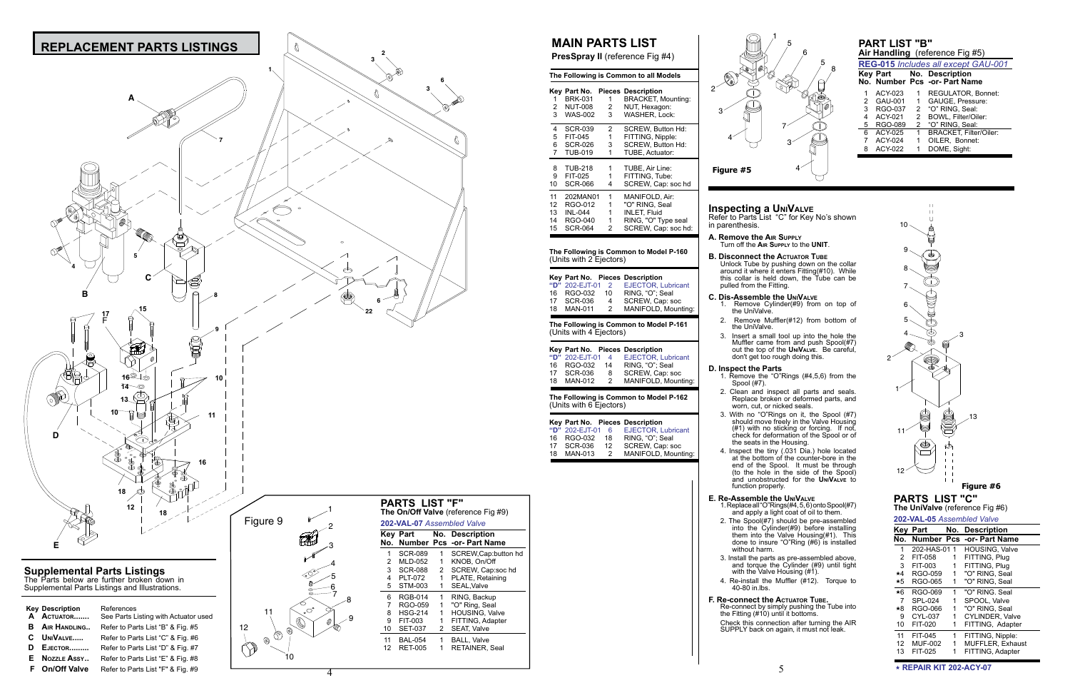# REPLACEMENT PARTS LISTINGS

## Supplemental Parts Listings

The Parts below are further broken down in Supplemental Parts Listings and Illustrations.

| Key | Description | References |
|---|---|---|
| A | ACTUATOR....... | See Parts Listing with Actuator used |
| B | AIR HANDLING.. | Refer to Parts List "B" & Fig. #5 |
| C | UNIVALVE..... | Refer to Parts List "C" & Fig. #6 |
| D | EJECTOR......... | Refer to Parts List "D" & Fig. #7 |
| E | NOZZLE ASSY... | Refer to Parts List "E" & Fig. #8 |
| F | On/Off Valve | Refer to Parts List "F" & Fig. #9 |

Figure 9

## PARTS LIST "F"

**The On/Off Valve** (reference Fig #9)

*202-VAL-07 Assembled Valve*

| Key No. | Part Number | No. Pcs | Description -or- Part Name |
|---|---|---|---|
| 1 | SCR-089 | 1 | SCREW,Cap:button hd |
| 2 | MLD-052 | 1 | KNOB, On/Off |
| 3 | SCR-088 | 2 | SCREW, Cap:soc hd |
| 4 | PLT-072 | 1 | PLATE, Retaining |
| 5 | STM-003 | 1 | SEAL,Valve |
| 6 | RGB-014 | 1 | RING, Backup |
| 7 | RGO-059 | 1 | "O" Ring, Seal |
| 8 | HSG-214 | 1 | HOUSING, Valve |
| 9 | FIT-003 | 1 | FITTING, Adapter |
| 10 | SET-037 | 2 | SEAT, Valve |
| 11 | BAL-054 | 1 | BALL, Valve |
| 12 | RET-005 | 1 | RETAINER, Seal |

# MAIN PARTS LIST

**PresSpray II** (reference Fig #4)

**The Following is Common to all Models**

| Key | Part No. | Pieces | Description |
|---|---|---|---|
| 1 | BRK-031 | 1 | BRACKET, Mounting: |
| 2 | NUT-008 | 2 | NUT, Hexagon: |
| 3 | WAS-002 | 3 | WASHER, Lock: |
| 4 | SCR-039 | 2 | SCREW, Button Hd: |
| 5 | FIT-045 | 1 | FITTING, Nipple: |
| 6 | SCR-026 | 3 | SCREW, Button Hd: |
| 7 | TUB-019 | 1 | TUBE, Actuator: |
| 8 | TUB-218 | 1 | TUBE, Air Line: |
| 9 | FIT-025 | 1 | FITTING, Tube: |
| 10 | SCR-066 | 4 | SCREW, Cap: soc hd |
| 11 | 202MAN01 | 1 | MANIFOLD, Air: |
| 12 | RGO-012 | 1 | "O" RING, Seal |
| 13 | INL-044 | 1 | INLET, Fluid |
| 14 | RGO-040 | 1 | RING, "O" Type seal |
| 15 | SCR-064 | 2 | SCREW, Cap: soc hd: |

**The Following is Common to Model P-160** (Units with 2 Ejectors)

| Key | Part No. | Pieces | Description |
|---|---|---|---|
| "D" | 202-EJT-01 | 2 | EJECTOR, Lubricant |
| 16 | RGO-032 | 10 | RING, "O"; Seal |
| 17 | SCR-036 | 4 | SCREW, Cap: soc |
| 18 | MAN-011 | 2 | MANIFOLD, Mounting: |

**The Following is Common to Model P-161** (Units with 4 Ejectors)

| Key | Part No. | Pieces | Description |
|---|---|---|---|
| "D" | 202-EJT-01 | 4 | EJECTOR, Lubricant |
| 16 | RGO-032 | 14 | RING, "O"; Seal |
| 17 | SCR-036 | 8 | SCREW, Cap: soc |
| 18 | MAN-012 | 2 | MANIFOLD, Mounting: |

**The Following is Common to Model P-162** (Units with 6 Ejectors)

| Key | Part No. | Pieces | Description |
|---|---|---|---|
| "D" | 202-EJT-01 | 6 | EJECTOR, Lubricant |
| 16 | RGO-032 | 18 | RING, "O"; Seal |
| 17 | SCR-036 | 12 | SCREW, Cap: soc |
| 18 | MAN-013 | 2 | MANIFOLD, Mounting: |

Figure #5

## PART LIST "B"

**Air Handling** (reference Fig #5)

*REG-015 Includes all except GAU-001*

| Key No. | Part Number | No. Pcs | Description -or- Part Name |
|---|---|---|---|
| 1 | ACY-023 | 1 | REGULATOR, Bonnet: |
| 2 | GAU-001 | 1 | GAUGE, Pressure: |
| 3 | RGO-037 | 2 | "O" RING, Seal: |
| 4 | ACY-021 | 2 | BOWL, Filter/Oiler: |
| 5 | RGO-089 | 2 | "O" RING, Seal: |
| 6 | ACY-025 | 1 | BRACKET, Filter/Oiler: |
| 7 | ACY-024 | 1 | OILER, Bonnet: |
| 8 | ACY-022 | 1 | DOME, Sight: |

## Inspecting a UniValve

Refer to Parts List "C" for Key No's shown in parenthesis.

**A. Remove the Air Supply**
Turn off the **Air Supply** to the **UNIT**.

**B. Disconnect the Actuator Tube**
Unlock Tube by pushing down on the collar around it where it enters Fitting(#10). While this collar is held down, the Tube can be pulled from the Fitting.

**C. Dis-Assemble the UniValve**

1. Remove Cylinder(#9) from on top of the UniValve.
2. Remove Muffler(#12) from bottom of the UniValve.
3. Insert a small tool up into the hole the Muffler came from and push Spool(#7) out the top of the **UniValve**. Be careful, don't get too rough doing this.

**D. Inspect the Parts**

1. Remove the "O"Rings (#4,5,6) from the Spool (#7).
2. Clean and inspect all parts and seals. Replace broken or deformed parts, and worn, cut, or nicked seals.
3. With no "O"Rings on it, the Spool (#7) should move freely in the Valve Housing (#1) with no sticking or forcing. If not, check for deformation of the Spool or of the seats in the Housing.
4. Inspect the tiny (.031 Dia.) hole located at the bottom of the counter-bore in the end of the Spool. It must be through (to the hole in the side of the Spool) and unobstructed for the **UniValve** to function properly.

**E. Re-Assemble the UniValve**

1. Replace all "O"Rings(#4,5,6) onto Spool(#7) and apply a light coat of oil to them.
2. The Spool(#7) should be pre-assembled into the Cylinder(#9) before installing them into the Valve Housing(#1). This done to insure "O"Ring (#6) is installed without harm.
3. Install the parts as pre-assembled above, and torque the Cylinder (#9) until tight with the Valve Housing (#1).
4. Re-install the Muffler (#12). Torque to 40-80 in.lbs.

**F. Re-connect the Actuator Tube.**
Re-connect by simply pushing the Tube into the Fitting (#10) until it bottoms.

Check this connection after turning the AIR SUPPLY back on again, it must not leak.

Figure #6

## PARTS LIST "C"

**The UniValve** (reference Fig #6)

*202-VAL-05 Assembled Valve*

| Key No. | Part Number | No. Pcs | Description -or- Part Name |
|---|---|---|---|
| 1 | 202-HAS-01 | 1 | HOUSING, Valve |
| 2 | FIT-058 | 1 | FITTING, Plug |
| 3 | FIT-003 | 1 | FITTING, Plug |
| ★4 | RGO-059 | 1 | "O" RING, Seal |
| ★5 | RGO-065 | 1 | "O" RING, Seal |
| ★6 | RGO-069 | 1 | "O" RING. Seal |
| 7 | SPL-024 | 1 | SPOOL, Valve |
| ★8 | RGO-066 | 1 | "O" RING, Seal |
| 9 | CYL-037 | 1 | CYLINDER, Valve |
| 10 | FIT-020 | 1 | FITTING, Adapter |
| 11 | FIT-045 | 1 | FITTING, Nipple: |
| 12 | MUF-002 | 1 | MUFFLER, Exhaust |
| 13 | FIT-025 | 1 | FITTING, Adapter |

★ **REPAIR KIT 202-ACY-07**